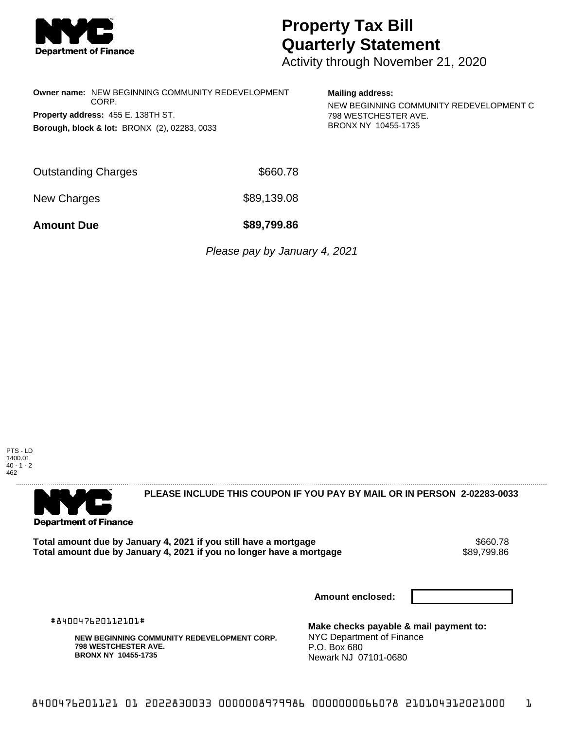# Property Tax Bill Quarterly Statement

Activity through November 21, 2020

**Owner name:** NEW BEGINNING COMMUNITY REDEVELOPMENT CORP.

**Property address:** 455 E. 138TH ST.

**Borough, block & lot:** BRONX (2), 02283, 0033

**Mailing address:**

NEW BEGINNING COMMUNITY REDEVELOPMENT C
798 WESTCHESTER AVE.
BRONX NY 10455-1735

| | |
|---|---|
| Outstanding Charges | $660.78 |
| New Charges | $89,139.08 |
| **Amount Due** | **$89,799.86** |

*Please pay by January 4, 2021*

PTS - LD
1400.01
40 - 1 - 2
462

**PLEASE INCLUDE THIS COUPON IF YOU PAY BY MAIL OR IN PERSON 2-02283-0033**

| | |
|---|---|
| **Total amount due by January 4, 2021 if you still have a mortgage** | $660.78 |
| **Total amount due by January 4, 2021 if you no longer have a mortgage** | $89,799.86 |

**Amount enclosed:**

#840047620112101#

**NEW BEGINNING COMMUNITY REDEVELOPMENT CORP.**
**798 WESTCHESTER AVE.**
**BRONX NY 10455-1735**

**Make checks payable & mail payment to:**
NYC Department of Finance
P.O. Box 680
Newark NJ 07101-0680

840047620112101 2022830033 0000008979986 000000066078 210104312021000 1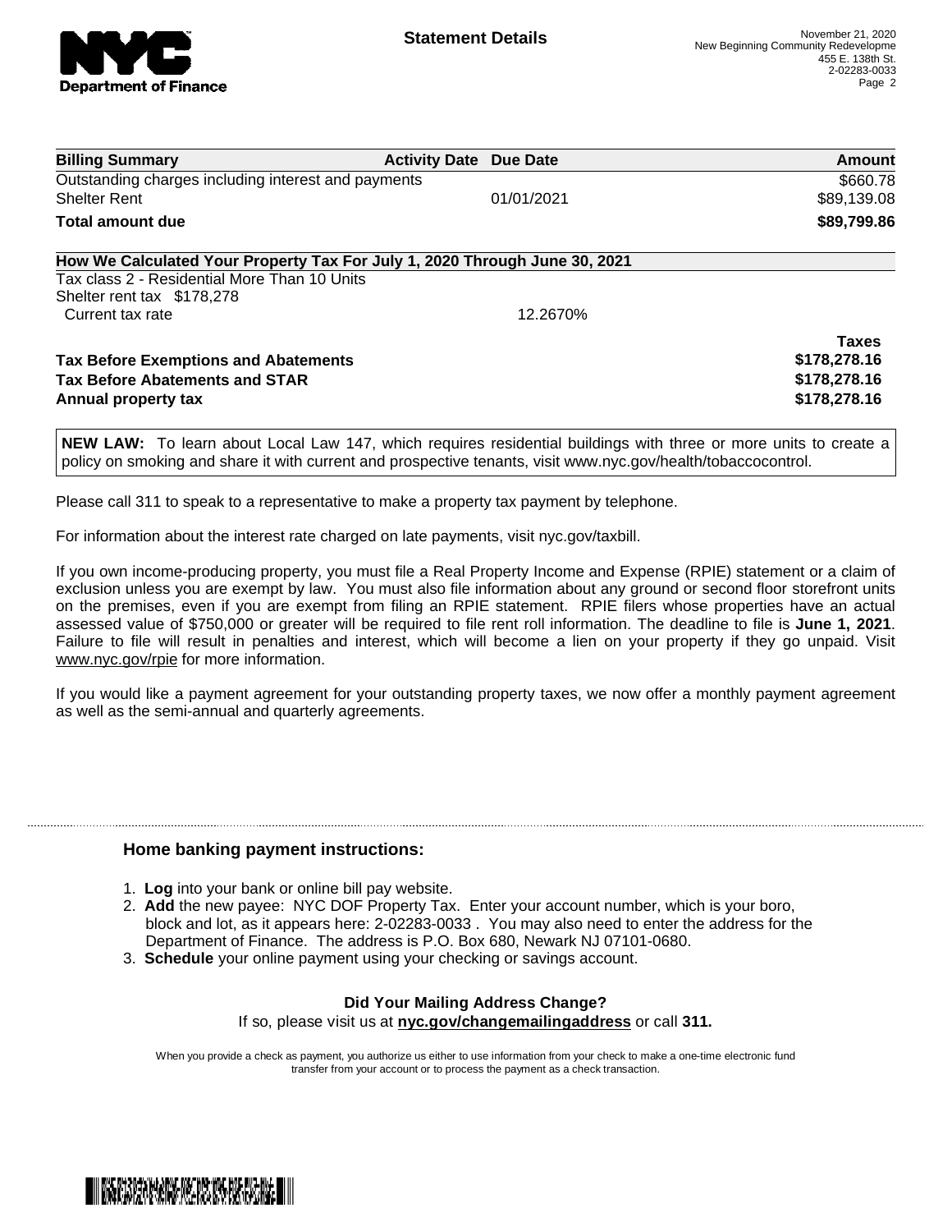**Statement Details**

November 21, 2020
New Beginning Community Redevelopme
455 E. 138th St.
2-02283-0033

| Billing Summary | Activity Date | Due Date | Amount |
|---|---|---|---|
| Outstanding charges including interest and payments | | | $660.78 |
| Shelter Rent | | 01/01/2021 | $89,139.08 |
| **Total amount due** | | | **$89,799.86** |

## How We Calculated Your Property Tax For July 1, 2020 Through June 30, 2021

Tax class 2 - Residential More Than 10 Units
Shelter rent tax $178,278
Current tax rate 12.2670%

| | Taxes |
|---|---|
| **Tax Before Exemptions and Abatements** | **$178,278.16** |
| **Tax Before Abatements and STAR** | **$178,278.16** |
| **Annual property tax** | **$178,278.16** |

**NEW LAW:** To learn about Local Law 147, which requires residential buildings with three or more units to create a policy on smoking and share it with current and prospective tenants, visit www.nyc.gov/health/tobaccocontrol.

Please call 311 to speak to a representative to make a property tax payment by telephone.

For information about the interest rate charged on late payments, visit nyc.gov/taxbill.

If you own income-producing property, you must file a Real Property Income and Expense (RPIE) statement or a claim of exclusion unless you are exempt by law. You must also file information about any ground or second floor storefront units on the premises, even if you are exempt from filing an RPIE statement. RPIE filers whose properties have an actual assessed value of $750,000 or greater will be required to file rent roll information. The deadline to file is **June 1, 2021**. Failure to file will result in penalties and interest, which will become a lien on your property if they go unpaid. Visit www.nyc.gov/rpie for more information.

If you would like a payment agreement for your outstanding property taxes, we now offer a monthly payment agreement as well as the semi-annual and quarterly agreements.

### Home banking payment instructions:

1. **Log** into your bank or online bill pay website.
2. **Add** the new payee: NYC DOF Property Tax. Enter your account number, which is your boro, block and lot, as it appears here: 2-02283-0033 . You may also need to enter the address for the Department of Finance. The address is P.O. Box 680, Newark NJ 07101-0680.
3. **Schedule** your online payment using your checking or savings account.

**Did Your Mailing Address Change?**
If so, please visit us at **nyc.gov/changemailingaddress** or call **311.**

When you provide a check as payment, you authorize us either to use information from your check to make a one-time electronic fund transfer from your account or to process the payment as a check transaction.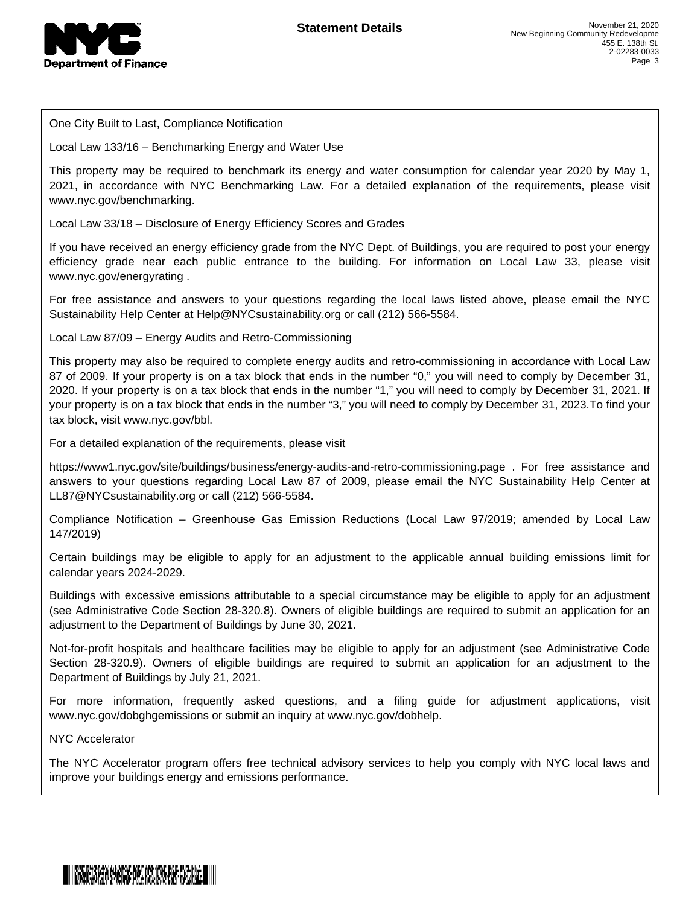One City Built to Last, Compliance Notification

Local Law 133/16 – Benchmarking Energy and Water Use

This property may be required to benchmark its energy and water consumption for calendar year 2020 by May 1, 2021, in accordance with NYC Benchmarking Law. For a detailed explanation of the requirements, please visit www.nyc.gov/benchmarking.

Local Law 33/18 – Disclosure of Energy Efficiency Scores and Grades

If you have received an energy efficiency grade from the NYC Dept. of Buildings, you are required to post your energy efficiency grade near each public entrance to the building. For information on Local Law 33, please visit www.nyc.gov/energyrating .

For free assistance and answers to your questions regarding the local laws listed above, please email the NYC Sustainability Help Center at Help@NYCsustainability.org or call (212) 566-5584.

Local Law 87/09 – Energy Audits and Retro-Commissioning

This property may also be required to complete energy audits and retro-commissioning in accordance with Local Law 87 of 2009. If your property is on a tax block that ends in the number “0,” you will need to comply by December 31, 2020. If your property is on a tax block that ends in the number “1,” you will need to comply by December 31, 2021. If your property is on a tax block that ends in the number “3,” you will need to comply by December 31, 2023.To find your tax block, visit www.nyc.gov/bbl.

For a detailed explanation of the requirements, please visit

https://www1.nyc.gov/site/buildings/business/energy-audits-and-retro-commissioning.page . For free assistance and answers to your questions regarding Local Law 87 of 2009, please email the NYC Sustainability Help Center at LL87@NYCsustainability.org or call (212) 566-5584.

Compliance Notification – Greenhouse Gas Emission Reductions (Local Law 97/2019; amended by Local Law 147/2019)

Certain buildings may be eligible to apply for an adjustment to the applicable annual building emissions limit for calendar years 2024-2029.

Buildings with excessive emissions attributable to a special circumstance may be eligible to apply for an adjustment (see Administrative Code Section 28-320.8). Owners of eligible buildings are required to submit an application for an adjustment to the Department of Buildings by June 30, 2021.

Not-for-profit hospitals and healthcare facilities may be eligible to apply for an adjustment (see Administrative Code Section 28-320.9). Owners of eligible buildings are required to submit an application for an adjustment to the Department of Buildings by July 21, 2021.

For more information, frequently asked questions, and a filing guide for adjustment applications, visit www.nyc.gov/dobghgemissions or submit an inquiry at www.nyc.gov/dobhelp.

NYC Accelerator

The NYC Accelerator program offers free technical advisory services to help you comply with NYC local laws and improve your buildings energy and emissions performance.